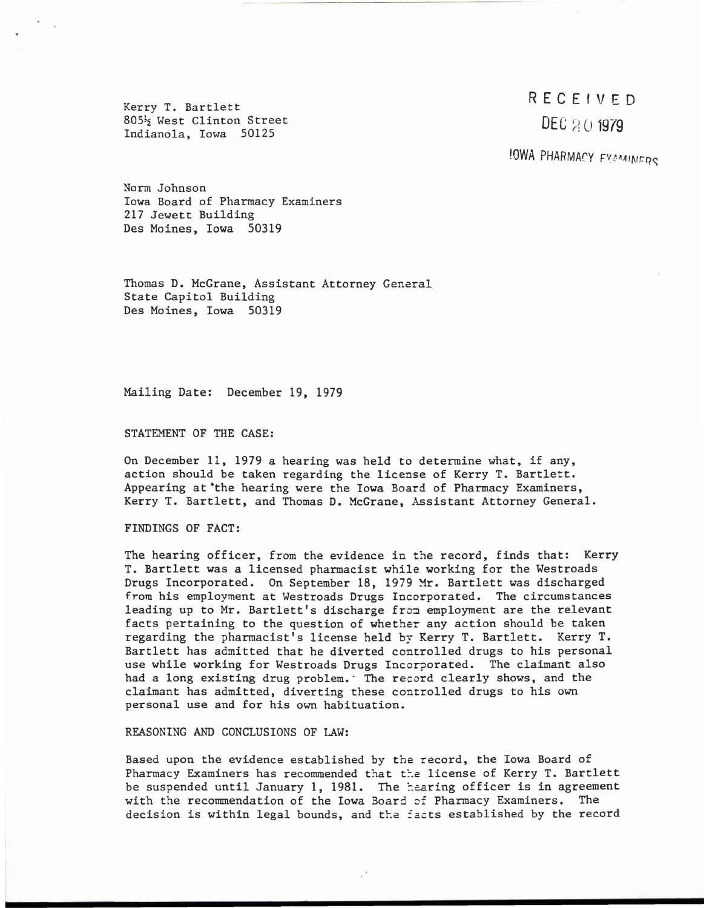Kerry T. Bartlett
805½ West Clinton Street
Indianola, Iowa 50125

RECEIVED
DEC 20 1979
IOWA PHARMACY EXAMINERS

Norm Johnson
Iowa Board of Pharmacy Examiners
217 Jewett Building
Des Moines, Iowa 50319

Thomas D. McGrane, Assistant Attorney General
State Capitol Building
Des Moines, Iowa 50319

Mailing Date: December 19, 1979

STATEMENT OF THE CASE:

On December 11, 1979 a hearing was held to determine what, if any, action should be taken regarding the license of Kerry T. Bartlett. Appearing at the hearing were the Iowa Board of Pharmacy Examiners, Kerry T. Bartlett, and Thomas D. McGrane, Assistant Attorney General.

FINDINGS OF FACT:

The hearing officer, from the evidence in the record, finds that: Kerry T. Bartlett was a licensed pharmacist while working for the Westroads Drugs Incorporated. On September 18, 1979 Mr. Bartlett was discharged from his employment at Westroads Drugs Incorporated. The circumstances leading up to Mr. Bartlett's discharge from employment are the relevant facts pertaining to the question of whether any action should be taken regarding the pharmacist's license held by Kerry T. Bartlett. Kerry T. Bartlett has admitted that he diverted controlled drugs to his personal use while working for Westroads Drugs Incorporated. The claimant also had a long existing drug problem. The record clearly shows, and the claimant has admitted, diverting these controlled drugs to his own personal use and for his own habituation.

REASONING AND CONCLUSIONS OF LAW:

Based upon the evidence established by the record, the Iowa Board of Pharmacy Examiners has recommended that the license of Kerry T. Bartlett be suspended until January 1, 1981. The hearing officer is in agreement with the recommendation of the Iowa Board of Pharmacy Examiners. The decision is within legal bounds, and the facts established by the record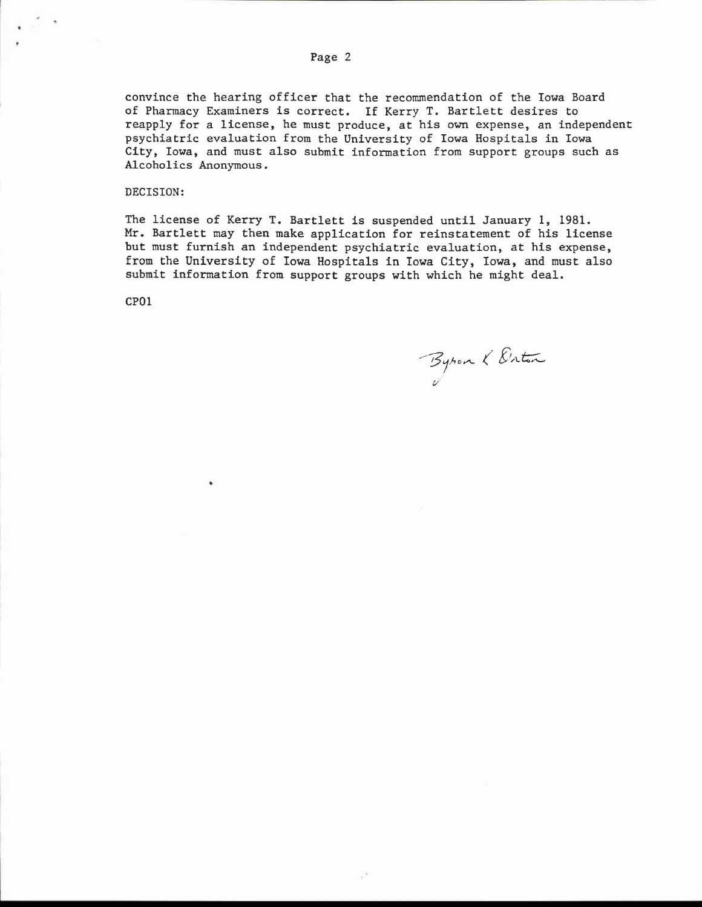convince the hearing officer that the recommendation of the Iowa Board of Pharmacy Examiners is correct. If Kerry T. Bartlett desires to reapply for a license, he must produce, at his own expense, an independent psychiatric evaluation from the University of Iowa Hospitals in Iowa City, Iowa, and must also submit information from support groups such as Alcoholics Anonymous.

DECISION:

The license of Kerry T. Bartlett is suspended until January 1, 1981. Mr. Bartlett may then make application for reinstatement of his license but must furnish an independent psychiatric evaluation, at his expense, from the University of Iowa Hospitals in Iowa City, Iowa, and must also submit information from support groups with which he might deal.

CP01

Byron K Orton